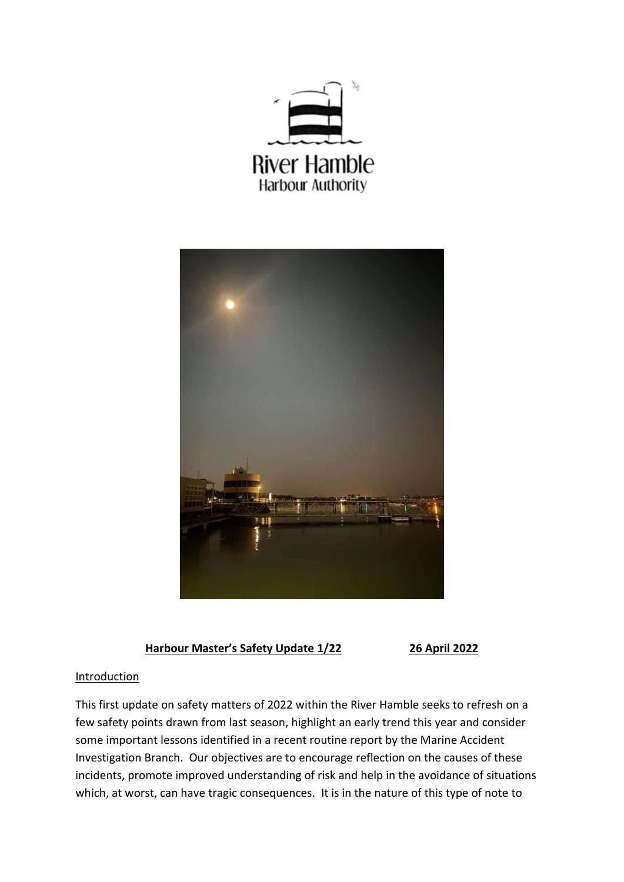River Hamble
Harbour Authority

**Harbour Master's Safety Update 1/22** **26 April 2022**

## Introduction

This first update on safety matters of 2022 within the River Hamble seeks to refresh on a few safety points drawn from last season, highlight an early trend this year and consider some important lessons identified in a recent routine report by the Marine Accident Investigation Branch. Our objectives are to encourage reflection on the causes of these incidents, promote improved understanding of risk and help in the avoidance of situations which, at worst, can have tragic consequences. It is in the nature of this type of note to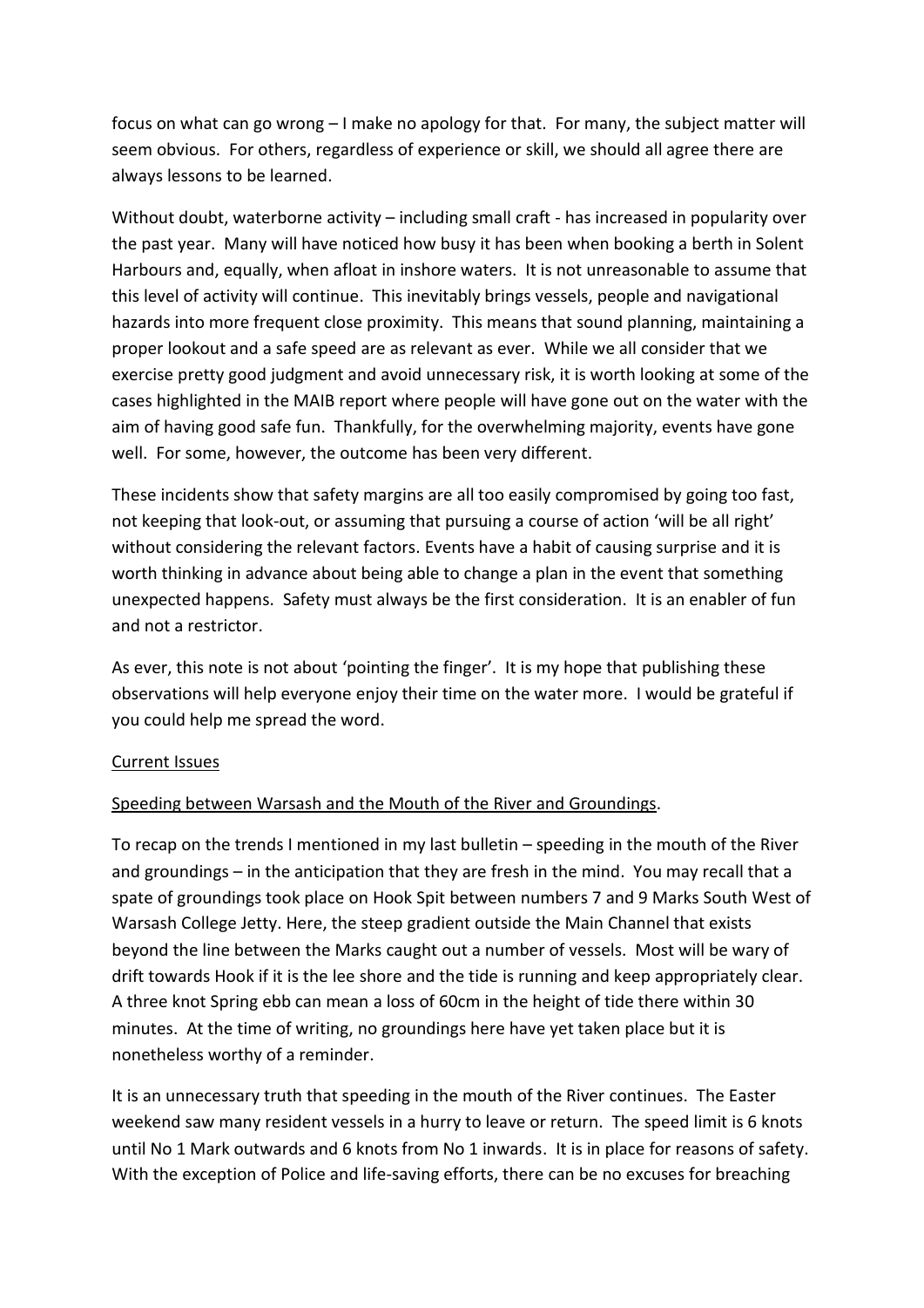focus on what can go wrong – I make no apology for that. For many, the subject matter will seem obvious. For others, regardless of experience or skill, we should all agree there are always lessons to be learned.

Without doubt, waterborne activity – including small craft - has increased in popularity over the past year. Many will have noticed how busy it has been when booking a berth in Solent Harbours and, equally, when afloat in inshore waters. It is not unreasonable to assume that this level of activity will continue. This inevitably brings vessels, people and navigational hazards into more frequent close proximity. This means that sound planning, maintaining a proper lookout and a safe speed are as relevant as ever. While we all consider that we exercise pretty good judgment and avoid unnecessary risk, it is worth looking at some of the cases highlighted in the MAIB report where people will have gone out on the water with the aim of having good safe fun. Thankfully, for the overwhelming majority, events have gone well. For some, however, the outcome has been very different.

These incidents show that safety margins are all too easily compromised by going too fast, not keeping that look-out, or assuming that pursuing a course of action 'will be all right' without considering the relevant factors. Events have a habit of causing surprise and it is worth thinking in advance about being able to change a plan in the event that something unexpected happens. Safety must always be the first consideration. It is an enabler of fun and not a restrictor.

As ever, this note is not about 'pointing the finger'. It is my hope that publishing these observations will help everyone enjoy their time on the water more. I would be grateful if you could help me spread the word.

## Current Issues

### Speeding between Warsash and the Mouth of the River and Groundings.

To recap on the trends I mentioned in my last bulletin – speeding in the mouth of the River and groundings – in the anticipation that they are fresh in the mind. You may recall that a spate of groundings took place on Hook Spit between numbers 7 and 9 Marks South West of Warsash College Jetty. Here, the steep gradient outside the Main Channel that exists beyond the line between the Marks caught out a number of vessels. Most will be wary of drift towards Hook if it is the lee shore and the tide is running and keep appropriately clear. A three knot Spring ebb can mean a loss of 60cm in the height of tide there within 30 minutes. At the time of writing, no groundings here have yet taken place but it is nonetheless worthy of a reminder.

It is an unnecessary truth that speeding in the mouth of the River continues. The Easter weekend saw many resident vessels in a hurry to leave or return. The speed limit is 6 knots until No 1 Mark outwards and 6 knots from No 1 inwards. It is in place for reasons of safety. With the exception of Police and life-saving efforts, there can be no excuses for breaching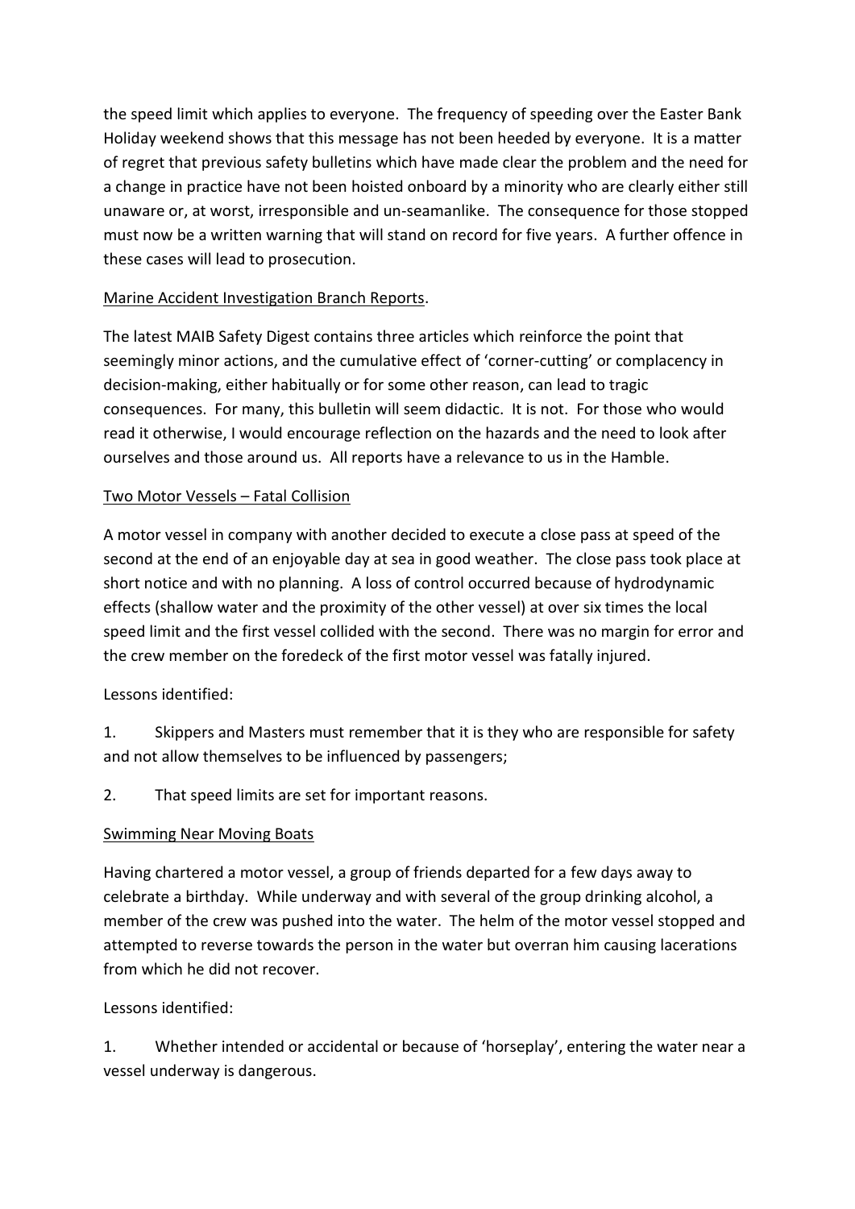the speed limit which applies to everyone. The frequency of speeding over the Easter Bank Holiday weekend shows that this message has not been heeded by everyone. It is a matter of regret that previous safety bulletins which have made clear the problem and the need for a change in practice have not been hoisted onboard by a minority who are clearly either still unaware or, at worst, irresponsible and un-seamanlike. The consequence for those stopped must now be a written warning that will stand on record for five years. A further offence in these cases will lead to prosecution.

Marine Accident Investigation Branch Reports.

The latest MAIB Safety Digest contains three articles which reinforce the point that seemingly minor actions, and the cumulative effect of 'corner-cutting' or complacency in decision-making, either habitually or for some other reason, can lead to tragic consequences. For many, this bulletin will seem didactic. It is not. For those who would read it otherwise, I would encourage reflection on the hazards and the need to look after ourselves and those around us. All reports have a relevance to us in the Hamble.

Two Motor Vessels – Fatal Collision

A motor vessel in company with another decided to execute a close pass at speed of the second at the end of an enjoyable day at sea in good weather. The close pass took place at short notice and with no planning. A loss of control occurred because of hydrodynamic effects (shallow water and the proximity of the other vessel) at over six times the local speed limit and the first vessel collided with the second. There was no margin for error and the crew member on the foredeck of the first motor vessel was fatally injured.

Lessons identified:

1. Skippers and Masters must remember that it is they who are responsible for safety and not allow themselves to be influenced by passengers;

2. That speed limits are set for important reasons.

Swimming Near Moving Boats

Having chartered a motor vessel, a group of friends departed for a few days away to celebrate a birthday. While underway and with several of the group drinking alcohol, a member of the crew was pushed into the water. The helm of the motor vessel stopped and attempted to reverse towards the person in the water but overran him causing lacerations from which he did not recover.

Lessons identified:

1. Whether intended or accidental or because of 'horseplay', entering the water near a vessel underway is dangerous.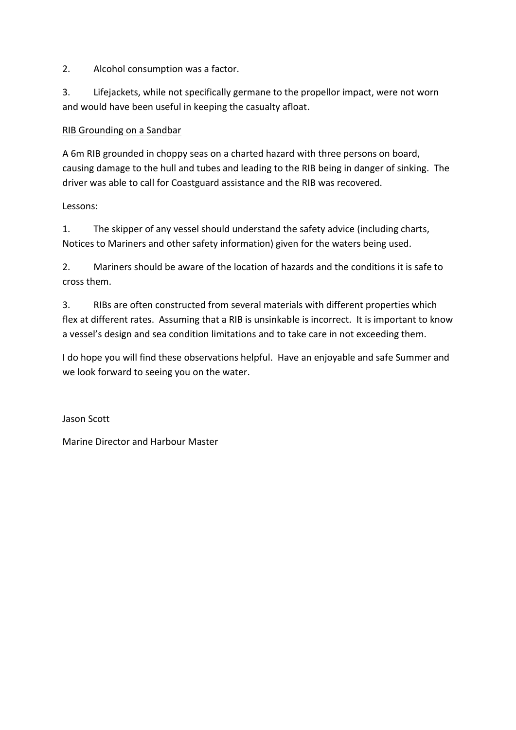2. Alcohol consumption was a factor.

3. Lifejackets, while not specifically germane to the propellor impact, were not worn and would have been useful in keeping the casualty afloat.

<u>RIB Grounding on a Sandbar</u>

A 6m RIB grounded in choppy seas on a charted hazard with three persons on board, causing damage to the hull and tubes and leading to the RIB being in danger of sinking. The driver was able to call for Coastguard assistance and the RIB was recovered.

Lessons:

1. The skipper of any vessel should understand the safety advice (including charts, Notices to Mariners and other safety information) given for the waters being used.

2. Mariners should be aware of the location of hazards and the conditions it is safe to cross them.

3. RIBs are often constructed from several materials with different properties which flex at different rates. Assuming that a RIB is unsinkable is incorrect. It is important to know a vessel's design and sea condition limitations and to take care in not exceeding them.

I do hope you will find these observations helpful. Have an enjoyable and safe Summer and we look forward to seeing you on the water.

Jason Scott

Marine Director and Harbour Master